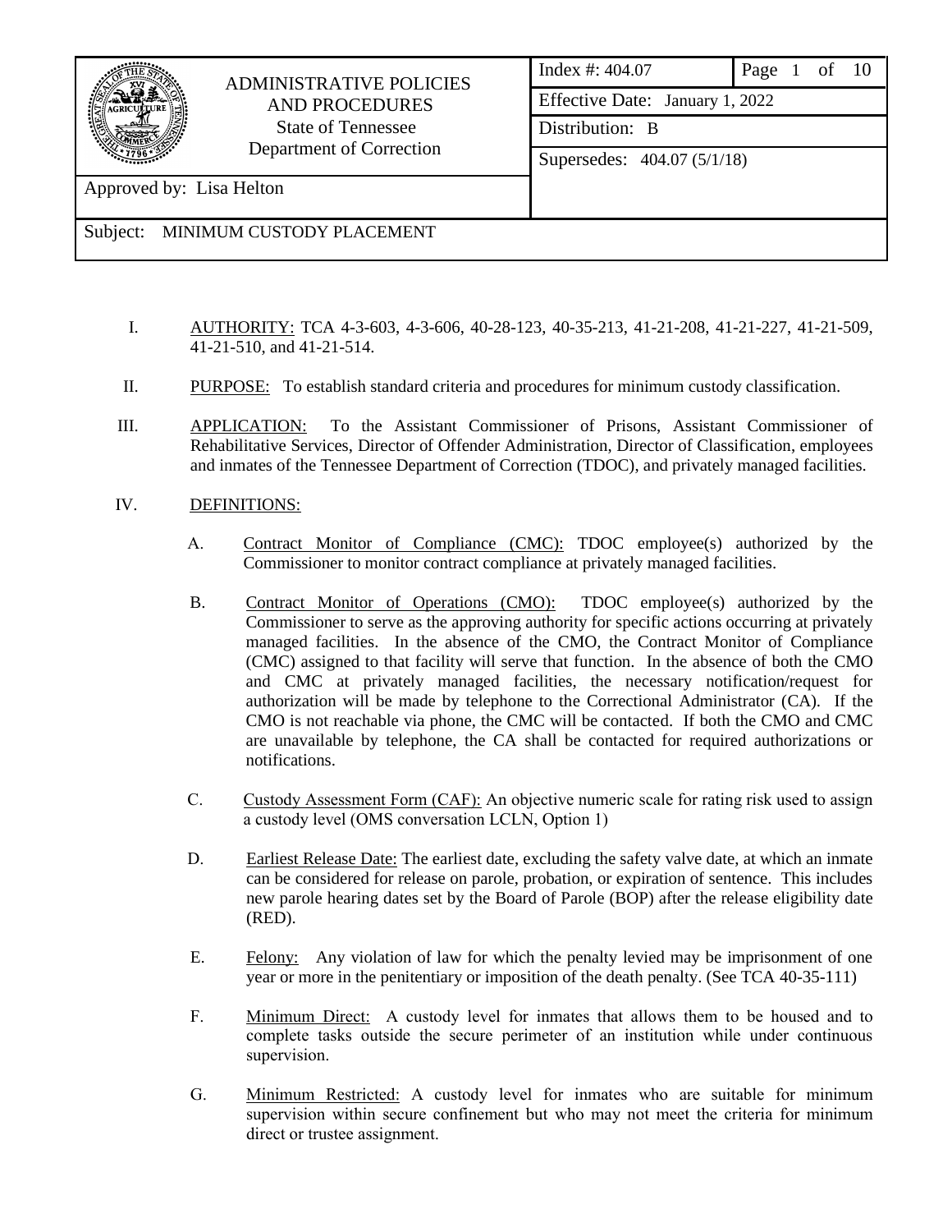| ADMINISTRATIVE POLICIES AND PROCEDURES<br>State of Tennessee<br>Department of Correction | Index #: 404.07 | Page 1 of 10 |
|---|---|---|
| | Effective Date: January 1, 2022 | |
| | Distribution: B | |
| | Supersedes: 404.07 (5/1/18) | |
| Approved by: Lisa Helton | | |
| Subject: MINIMUM CUSTODY PLACEMENT | | |

I. AUTHORITY: TCA 4-3-603, 4-3-606, 40-28-123, 40-35-213, 41-21-208, 41-21-227, 41-21-509, 41-21-510, and 41-21-514.

II. PURPOSE: To establish standard criteria and procedures for minimum custody classification.

III. APPLICATION: To the Assistant Commissioner of Prisons, Assistant Commissioner of Rehabilitative Services, Director of Offender Administration, Director of Classification, employees and inmates of the Tennessee Department of Correction (TDOC), and privately managed facilities.

IV. DEFINITIONS:

A. Contract Monitor of Compliance (CMC): TDOC employee(s) authorized by the Commissioner to monitor contract compliance at privately managed facilities.

B. Contract Monitor of Operations (CMO): TDOC employee(s) authorized by the Commissioner to serve as the approving authority for specific actions occurring at privately managed facilities. In the absence of the CMO, the Contract Monitor of Compliance (CMC) assigned to that facility will serve that function. In the absence of both the CMO and CMC at privately managed facilities, the necessary notification/request for authorization will be made by telephone to the Correctional Administrator (CA). If the CMO is not reachable via phone, the CMC will be contacted. If both the CMO and CMC are unavailable by telephone, the CA shall be contacted for required authorizations or notifications.

C. Custody Assessment Form (CAF): An objective numeric scale for rating risk used to assign a custody level (OMS conversation LCLN, Option 1)

D. Earliest Release Date: The earliest date, excluding the safety valve date, at which an inmate can be considered for release on parole, probation, or expiration of sentence. This includes new parole hearing dates set by the Board of Parole (BOP) after the release eligibility date (RED).

E. Felony: Any violation of law for which the penalty levied may be imprisonment of one year or more in the penitentiary or imposition of the death penalty. (See TCA 40-35-111)

F. Minimum Direct: A custody level for inmates that allows them to be housed and to complete tasks outside the secure perimeter of an institution while under continuous supervision.

G. Minimum Restricted: A custody level for inmates who are suitable for minimum supervision within secure confinement but who may not meet the criteria for minimum direct or trustee assignment.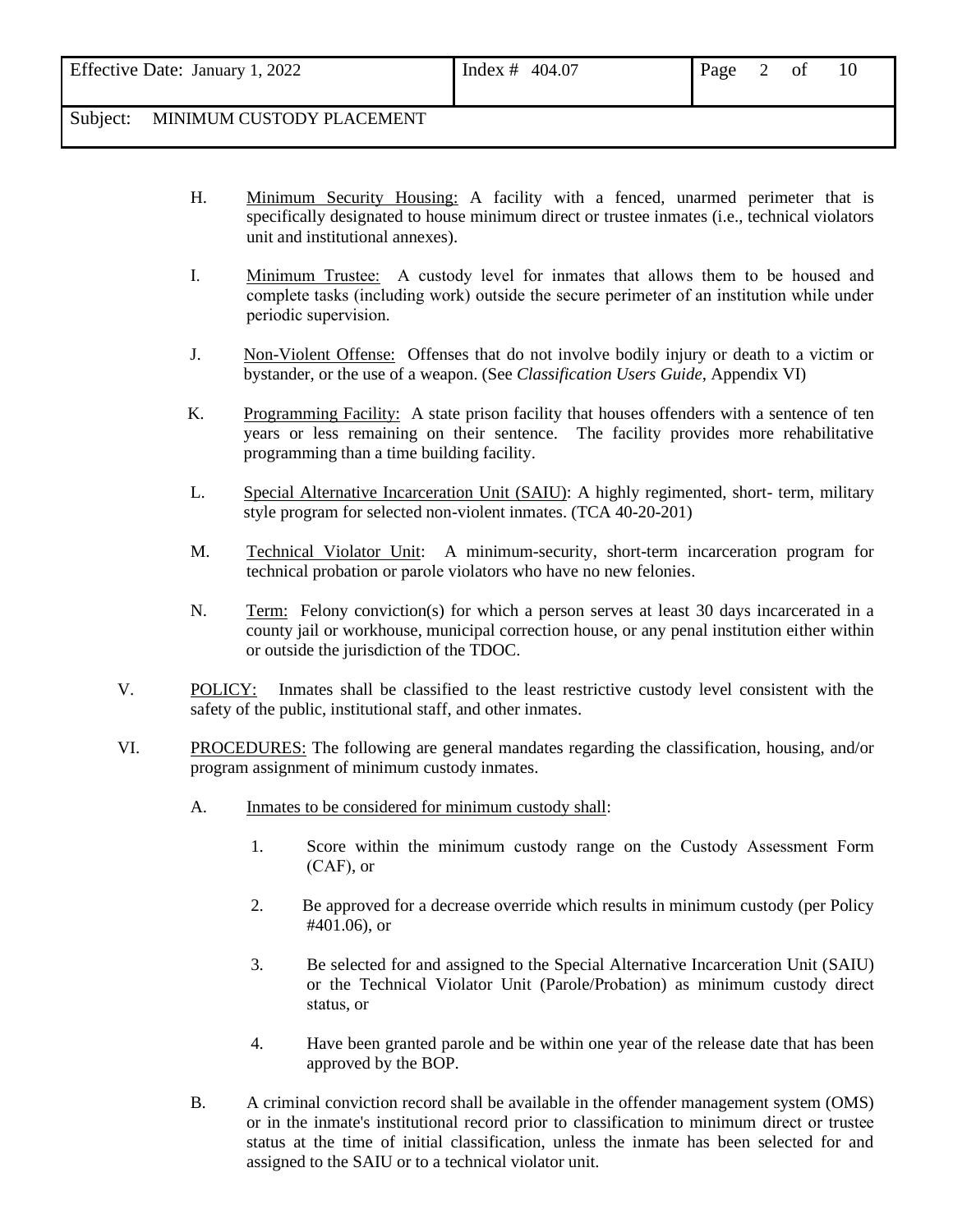H. Minimum Security Housing: A facility with a fenced, unarmed perimeter that is specifically designated to house minimum direct or trustee inmates (i.e., technical violators unit and institutional annexes).

I. Minimum Trustee: A custody level for inmates that allows them to be housed and complete tasks (including work) outside the secure perimeter of an institution while under periodic supervision.

J. Non-Violent Offense: Offenses that do not involve bodily injury or death to a victim or bystander, or the use of a weapon. (See *Classification Users Guide*, Appendix VI)

K. Programming Facility: A state prison facility that houses offenders with a sentence of ten years or less remaining on their sentence. The facility provides more rehabilitative programming than a time building facility.

L. Special Alternative Incarceration Unit (SAIU): A highly regimented, short- term, military style program for selected non-violent inmates. (TCA 40-20-201)

M. Technical Violator Unit: A minimum-security, short-term incarceration program for technical probation or parole violators who have no new felonies.

N. Term: Felony conviction(s) for which a person serves at least 30 days incarcerated in a county jail or workhouse, municipal correction house, or any penal institution either within or outside the jurisdiction of the TDOC.

V. POLICY: Inmates shall be classified to the least restrictive custody level consistent with the safety of the public, institutional staff, and other inmates.

VI. PROCEDURES: The following are general mandates regarding the classification, housing, and/or program assignment of minimum custody inmates.

A. Inmates to be considered for minimum custody shall:

1. Score within the minimum custody range on the Custody Assessment Form (CAF), or

2. Be approved for a decrease override which results in minimum custody (per Policy #401.06), or

3. Be selected for and assigned to the Special Alternative Incarceration Unit (SAIU) or the Technical Violator Unit (Parole/Probation) as minimum custody direct status, or

4. Have been granted parole and be within one year of the release date that has been approved by the BOP.

B. A criminal conviction record shall be available in the offender management system (OMS) or in the inmate's institutional record prior to classification to minimum direct or trustee status at the time of initial classification, unless the inmate has been selected for and assigned to the SAIU or to a technical violator unit.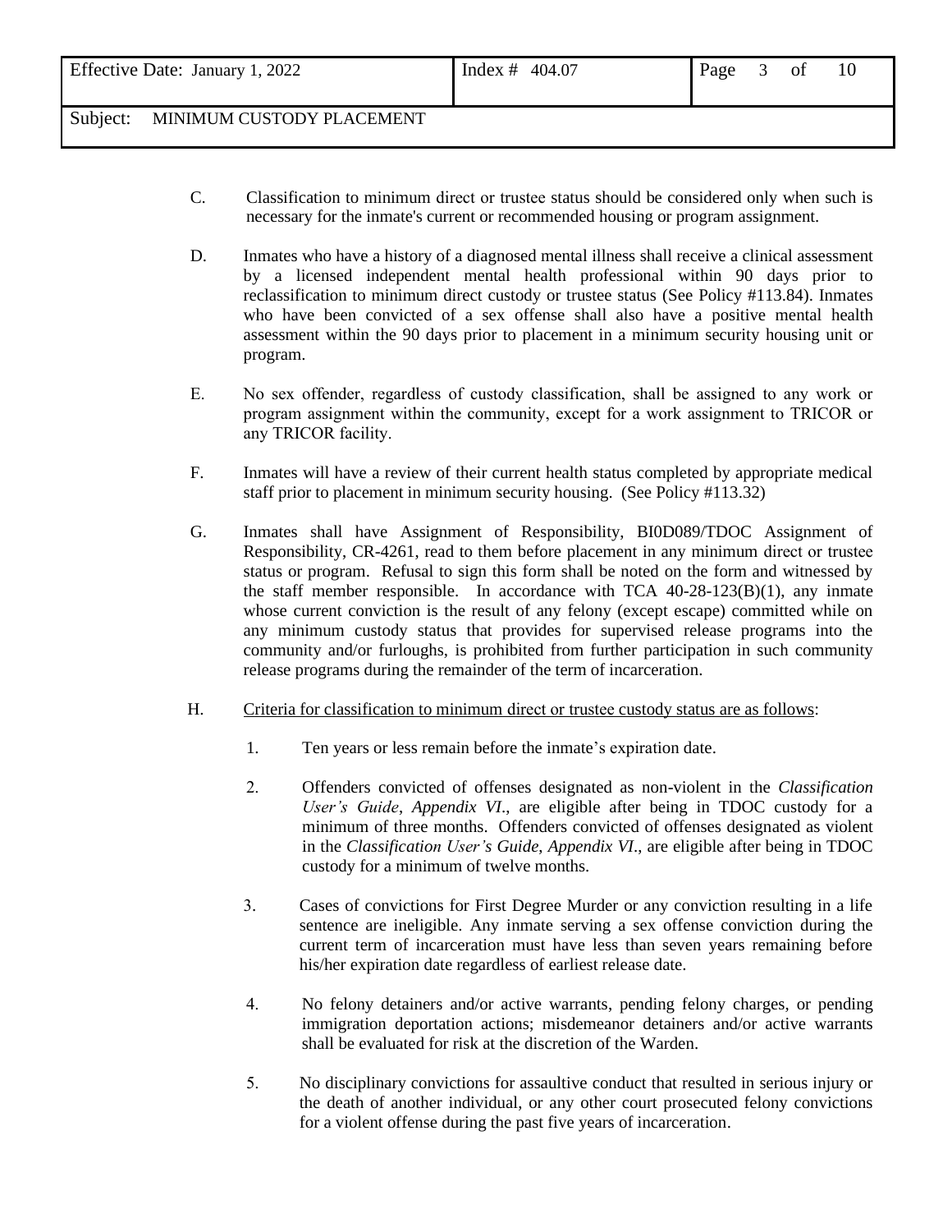C. Classification to minimum direct or trustee status should be considered only when such is necessary for the inmate's current or recommended housing or program assignment.

D. Inmates who have a history of a diagnosed mental illness shall receive a clinical assessment by a licensed independent mental health professional within 90 days prior to reclassification to minimum direct custody or trustee status (See Policy #113.84). Inmates who have been convicted of a sex offense shall also have a positive mental health assessment within the 90 days prior to placement in a minimum security housing unit or program.

E. No sex offender, regardless of custody classification, shall be assigned to any work or program assignment within the community, except for a work assignment to TRICOR or any TRICOR facility.

F. Inmates will have a review of their current health status completed by appropriate medical staff prior to placement in minimum security housing. (See Policy #113.32)

G. Inmates shall have Assignment of Responsibility, BI0D089/TDOC Assignment of Responsibility, CR-4261, read to them before placement in any minimum direct or trustee status or program. Refusal to sign this form shall be noted on the form and witnessed by the staff member responsible. In accordance with TCA 40-28-123(B)(1), any inmate whose current conviction is the result of any felony (except escape) committed while on any minimum custody status that provides for supervised release programs into the community and/or furloughs, is prohibited from further participation in such community release programs during the remainder of the term of incarceration.

H. Criteria for classification to minimum direct or trustee custody status are as follows:

1. Ten years or less remain before the inmate's expiration date.

2. Offenders convicted of offenses designated as non-violent in the *Classification User's Guide*, *Appendix VI*., are eligible after being in TDOC custody for a minimum of three months. Offenders convicted of offenses designated as violent in the *Classification User's Guide*, *Appendix VI*., are eligible after being in TDOC custody for a minimum of twelve months.

3. Cases of convictions for First Degree Murder or any conviction resulting in a life sentence are ineligible. Any inmate serving a sex offense conviction during the current term of incarceration must have less than seven years remaining before his/her expiration date regardless of earliest release date.

4. No felony detainers and/or active warrants, pending felony charges, or pending immigration deportation actions; misdemeanor detainers and/or active warrants shall be evaluated for risk at the discretion of the Warden.

5. No disciplinary convictions for assaultive conduct that resulted in serious injury or the death of another individual, or any other court prosecuted felony convictions for a violent offense during the past five years of incarceration.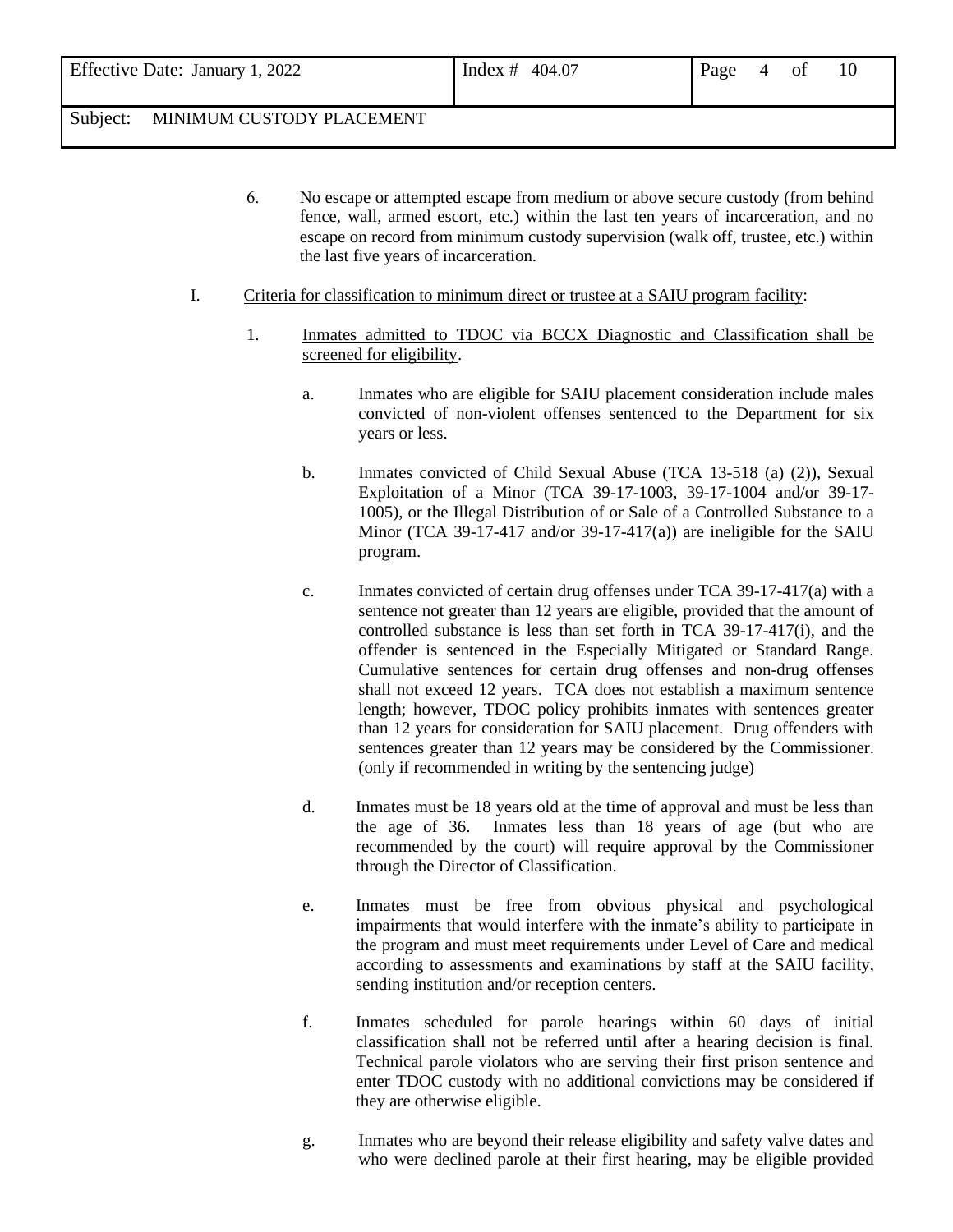6. No escape or attempted escape from medium or above secure custody (from behind fence, wall, armed escort, etc.) within the last ten years of incarceration, and no escape on record from minimum custody supervision (walk off, trustee, etc.) within the last five years of incarceration.

I. <u>Criteria for classification to minimum direct or trustee at a SAIU program facility</u>:

1. <u>Inmates admitted to TDOC via BCCX Diagnostic and Classification shall be screened for eligibility</u>.

   a. Inmates who are eligible for SAIU placement consideration include males convicted of non-violent offenses sentenced to the Department for six years or less.

   b. Inmates convicted of Child Sexual Abuse (TCA 13-518 (a) (2)), Sexual Exploitation of a Minor (TCA 39-17-1003, 39-17-1004 and/or 39-17-1005), or the Illegal Distribution of or Sale of a Controlled Substance to a Minor (TCA 39-17-417 and/or 39-17-417(a)) are ineligible for the SAIU program.

   c. Inmates convicted of certain drug offenses under TCA 39-17-417(a) with a sentence not greater than 12 years are eligible, provided that the amount of controlled substance is less than set forth in TCA 39-17-417(i), and the offender is sentenced in the Especially Mitigated or Standard Range. Cumulative sentences for certain drug offenses and non-drug offenses shall not exceed 12 years. TCA does not establish a maximum sentence length; however, TDOC policy prohibits inmates with sentences greater than 12 years for consideration for SAIU placement. Drug offenders with sentences greater than 12 years may be considered by the Commissioner. (only if recommended in writing by the sentencing judge)

   d. Inmates must be 18 years old at the time of approval and must be less than the age of 36. Inmates less than 18 years of age (but who are recommended by the court) will require approval by the Commissioner through the Director of Classification.

   e. Inmates must be free from obvious physical and psychological impairments that would interfere with the inmate's ability to participate in the program and must meet requirements under Level of Care and medical according to assessments and examinations by staff at the SAIU facility, sending institution and/or reception centers.

   f. Inmates scheduled for parole hearings within 60 days of initial classification shall not be referred until after a hearing decision is final. Technical parole violators who are serving their first prison sentence and enter TDOC custody with no additional convictions may be considered if they are otherwise eligible.

   g. Inmates who are beyond their release eligibility and safety valve dates and who were declined parole at their first hearing, may be eligible provided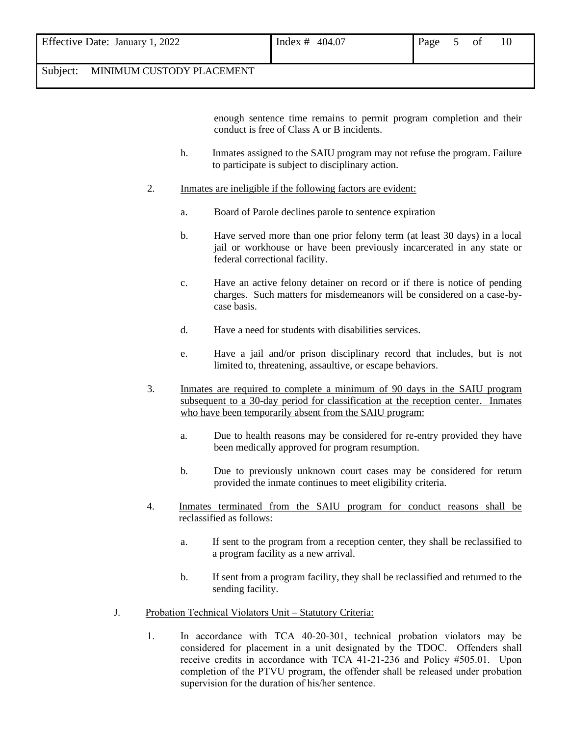enough sentence time remains to permit program completion and their conduct is free of Class A or B incidents.

h. Inmates assigned to the SAIU program may not refuse the program. Failure to participate is subject to disciplinary action.

2. Inmates are ineligible if the following factors are evident:

   a. Board of Parole declines parole to sentence expiration

   b. Have served more than one prior felony term (at least 30 days) in a local jail or workhouse or have been previously incarcerated in any state or federal correctional facility.

   c. Have an active felony detainer on record or if there is notice of pending charges. Such matters for misdemeanors will be considered on a case-by-case basis.

   d. Have a need for students with disabilities services.

   e. Have a jail and/or prison disciplinary record that includes, but is not limited to, threatening, assaultive, or escape behaviors.

3. Inmates are required to complete a minimum of 90 days in the SAIU program subsequent to a 30-day period for classification at the reception center. Inmates who have been temporarily absent from the SAIU program:

   a. Due to health reasons may be considered for re-entry provided they have been medically approved for program resumption.

   b. Due to previously unknown court cases may be considered for return provided the inmate continues to meet eligibility criteria.

4. Inmates terminated from the SAIU program for conduct reasons shall be reclassified as follows:

   a. If sent to the program from a reception center, they shall be reclassified to a program facility as a new arrival.

   b. If sent from a program facility, they shall be reclassified and returned to the sending facility.

J. Probation Technical Violators Unit – Statutory Criteria:

1. In accordance with TCA 40-20-301, technical probation violators may be considered for placement in a unit designated by the TDOC. Offenders shall receive credits in accordance with TCA 41-21-236 and Policy #505.01. Upon completion of the PTVU program, the offender shall be released under probation supervision for the duration of his/her sentence.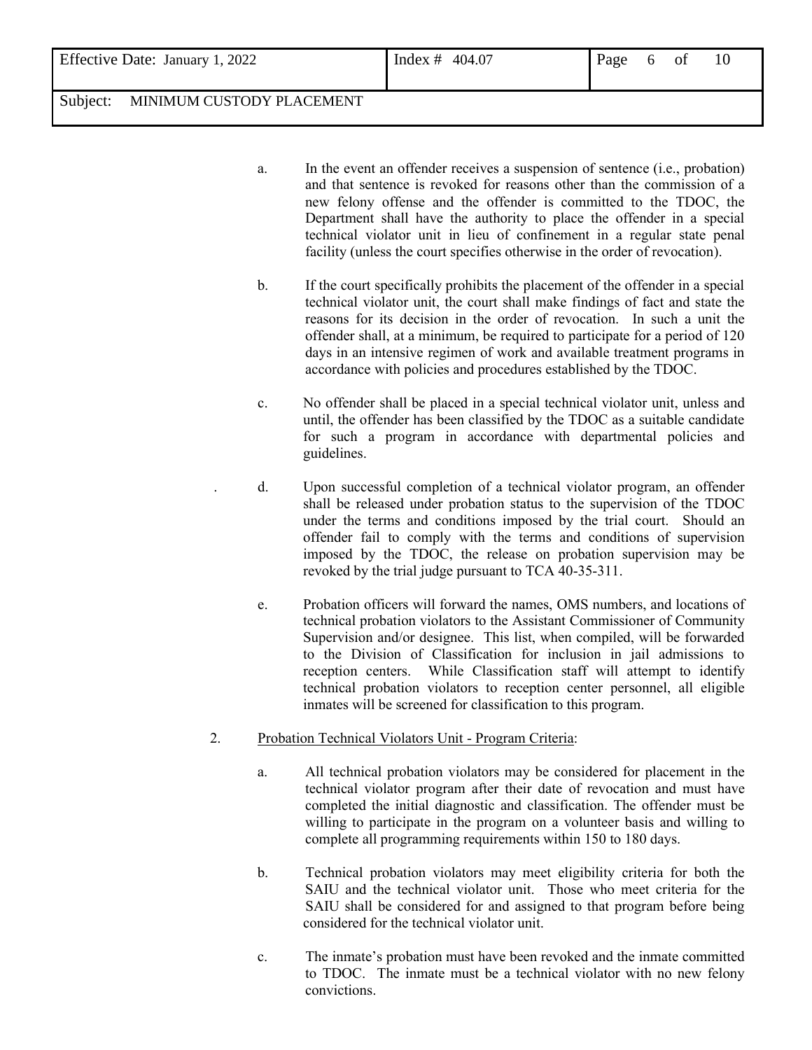a. In the event an offender receives a suspension of sentence (i.e., probation) and that sentence is revoked for reasons other than the commission of a new felony offense and the offender is committed to the TDOC, the Department shall have the authority to place the offender in a special technical violator unit in lieu of confinement in a regular state penal facility (unless the court specifies otherwise in the order of revocation).

b. If the court specifically prohibits the placement of the offender in a special technical violator unit, the court shall make findings of fact and state the reasons for its decision in the order of revocation. In such a unit the offender shall, at a minimum, be required to participate for a period of 120 days in an intensive regimen of work and available treatment programs in accordance with policies and procedures established by the TDOC.

c. No offender shall be placed in a special technical violator unit, unless and until, the offender has been classified by the TDOC as a suitable candidate for such a program in accordance with departmental policies and guidelines.

d. Upon successful completion of a technical violator program, an offender shall be released under probation status to the supervision of the TDOC under the terms and conditions imposed by the trial court. Should an offender fail to comply with the terms and conditions of supervision imposed by the TDOC, the release on probation supervision may be revoked by the trial judge pursuant to TCA 40-35-311.

e. Probation officers will forward the names, OMS numbers, and locations of technical probation violators to the Assistant Commissioner of Community Supervision and/or designee. This list, when compiled, will be forwarded to the Division of Classification for inclusion in jail admissions to reception centers. While Classification staff will attempt to identify technical probation violators to reception center personnel, all eligible inmates will be screened for classification to this program.

2. Probation Technical Violators Unit - Program Criteria:

a. All technical probation violators may be considered for placement in the technical violator program after their date of revocation and must have completed the initial diagnostic and classification. The offender must be willing to participate in the program on a volunteer basis and willing to complete all programming requirements within 150 to 180 days.

b. Technical probation violators may meet eligibility criteria for both the SAIU and the technical violator unit. Those who meet criteria for the SAIU shall be considered for and assigned to that program before being considered for the technical violator unit.

c. The inmate's probation must have been revoked and the inmate committed to TDOC. The inmate must be a technical violator with no new felony convictions.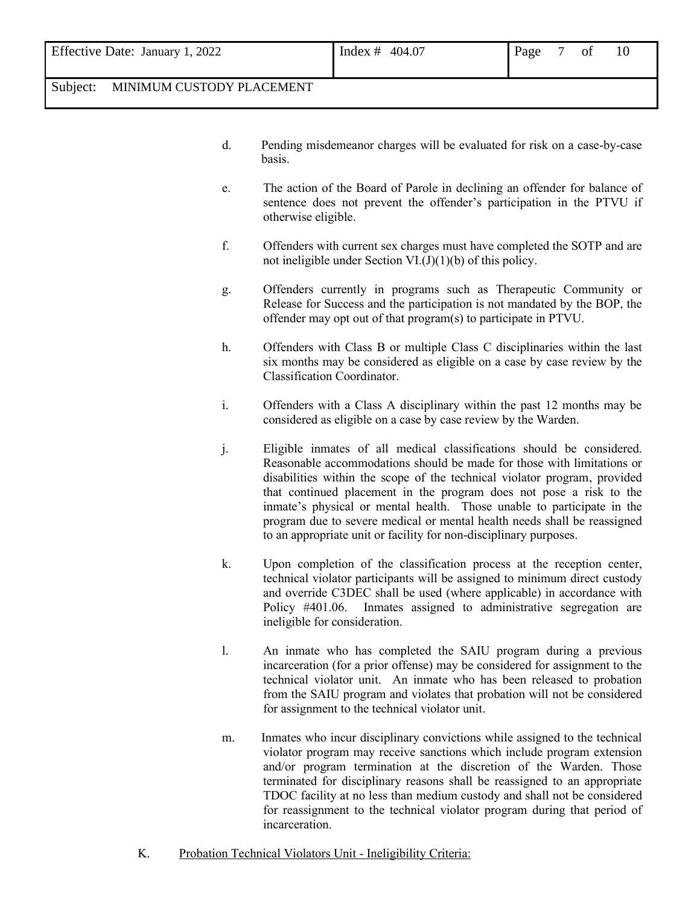d. Pending misdemeanor charges will be evaluated for risk on a case-by-case basis.

e. The action of the Board of Parole in declining an offender for balance of sentence does not prevent the offender's participation in the PTVU if otherwise eligible.

f. Offenders with current sex charges must have completed the SOTP and are not ineligible under Section VI.(J)(1)(b) of this policy.

g. Offenders currently in programs such as Therapeutic Community or Release for Success and the participation is not mandated by the BOP, the offender may opt out of that program(s) to participate in PTVU.

h. Offenders with Class B or multiple Class C disciplinaries within the last six months may be considered as eligible on a case by case review by the Classification Coordinator.

i. Offenders with a Class A disciplinary within the past 12 months may be considered as eligible on a case by case review by the Warden.

j. Eligible inmates of all medical classifications should be considered. Reasonable accommodations should be made for those with limitations or disabilities within the scope of the technical violator program, provided that continued placement in the program does not pose a risk to the inmate's physical or mental health. Those unable to participate in the program due to severe medical or mental health needs shall be reassigned to an appropriate unit or facility for non-disciplinary purposes.

k. Upon completion of the classification process at the reception center, technical violator participants will be assigned to minimum direct custody and override C3DEC shall be used (where applicable) in accordance with Policy #401.06. Inmates assigned to administrative segregation are ineligible for consideration.

l. An inmate who has completed the SAIU program during a previous incarceration (for a prior offense) may be considered for assignment to the technical violator unit. An inmate who has been released to probation from the SAIU program and violates that probation will not be considered for assignment to the technical violator unit.

m. Inmates who incur disciplinary convictions while assigned to the technical violator program may receive sanctions which include program extension and/or program termination at the discretion of the Warden. Those terminated for disciplinary reasons shall be reassigned to an appropriate TDOC facility at no less than medium custody and shall not be considered for reassignment to the technical violator program during that period of incarceration.

K. <u>Probation Technical Violators Unit - Ineligibility Criteria:</u>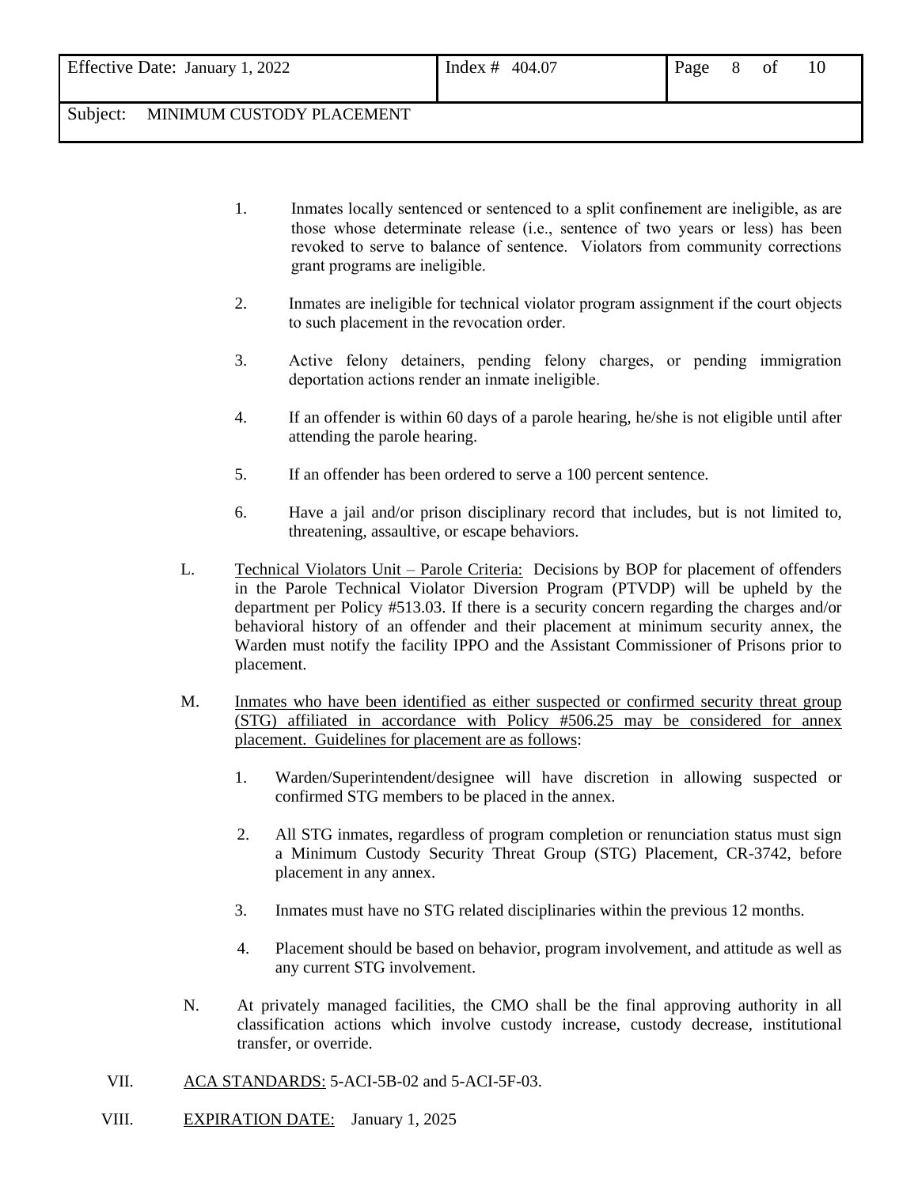1. Inmates locally sentenced or sentenced to a split confinement are ineligible, as are those whose determinate release (i.e., sentence of two years or less) has been revoked to serve to balance of sentence. Violators from community corrections grant programs are ineligible.

2. Inmates are ineligible for technical violator program assignment if the court objects to such placement in the revocation order.

3. Active felony detainers, pending felony charges, or pending immigration deportation actions render an inmate ineligible.

4. If an offender is within 60 days of a parole hearing, he/she is not eligible until after attending the parole hearing.

5. If an offender has been ordered to serve a 100 percent sentence.

6. Have a jail and/or prison disciplinary record that includes, but is not limited to, threatening, assaultive, or escape behaviors.

L. <u>Technical Violators Unit – Parole Criteria:</u> Decisions by BOP for placement of offenders in the Parole Technical Violator Diversion Program (PTVDP) will be upheld by the department per Policy #513.03. If there is a security concern regarding the charges and/or behavioral history of an offender and their placement at minimum security annex, the Warden must notify the facility IPPO and the Assistant Commissioner of Prisons prior to placement.

M. <u>Inmates who have been identified as either suspected or confirmed security threat group (STG) affiliated in accordance with Policy #506.25 may be considered for annex placement. Guidelines for placement are as follows</u>:

1. Warden/Superintendent/designee will have discretion in allowing suspected or confirmed STG members to be placed in the annex.

2. All STG inmates, regardless of program completion or renunciation status must sign a Minimum Custody Security Threat Group (STG) Placement, CR-3742, before placement in any annex.

3. Inmates must have no STG related disciplinaries within the previous 12 months.

4. Placement should be based on behavior, program involvement, and attitude as well as any current STG involvement.

N. At privately managed facilities, the CMO shall be the final approving authority in all classification actions which involve custody increase, custody decrease, institutional transfer, or override.

VII. <u>ACA STANDARDS:</u> 5-ACI-5B-02 and 5-ACI-5F-03.

VIII. <u>EXPIRATION DATE:</u> January 1, 2025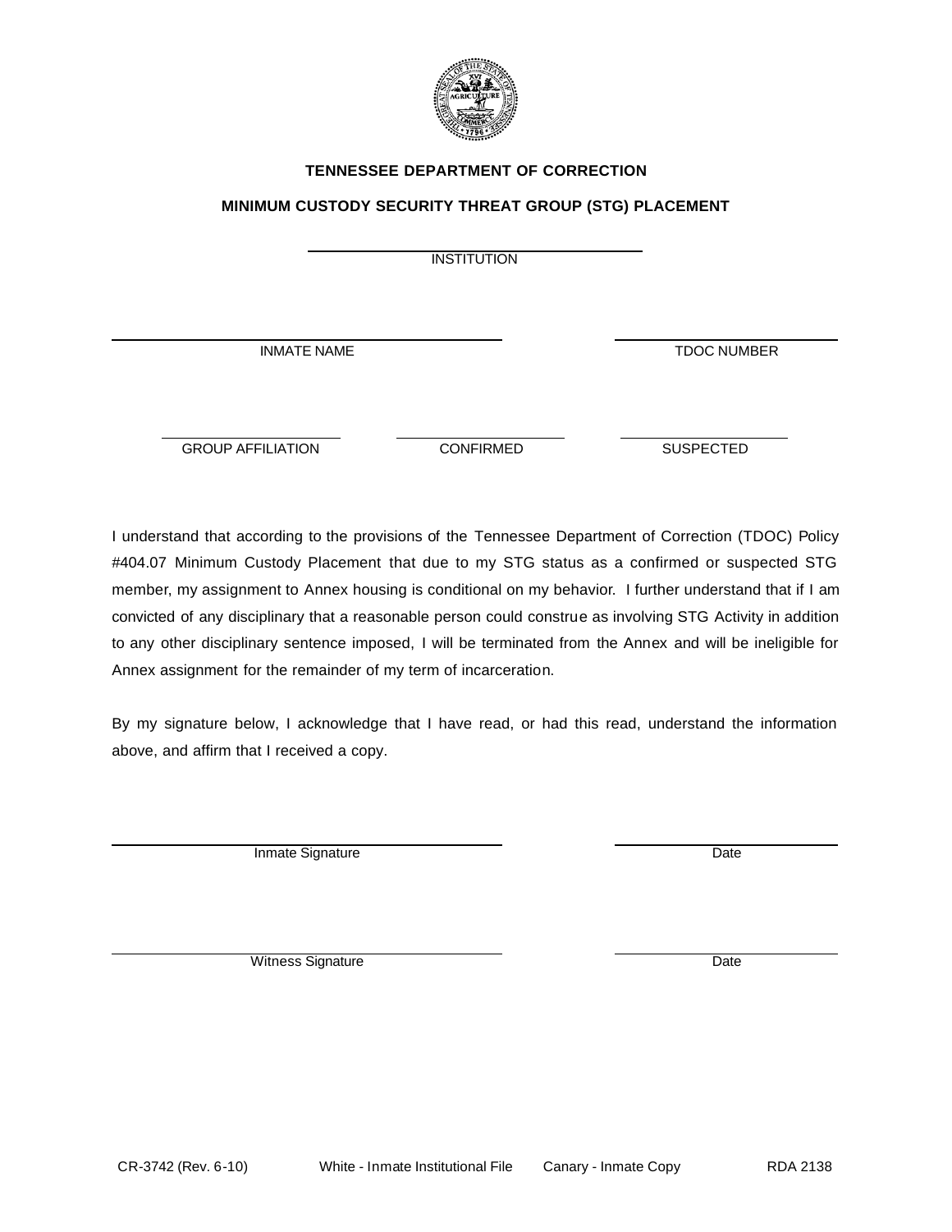**TENNESSEE DEPARTMENT OF CORRECTION**

**MINIMUM CUSTODY SECURITY THREAT GROUP (STG) PLACEMENT**

\_\_\_\_\_\_\_\_\_\_\_\_\_\_\_\_\_\_\_\_\_\_\_\_\_\_\_\_\_\_
INSTITUTION

\_\_\_\_\_\_\_\_\_\_\_\_\_\_\_\_\_\_\_\_\_\_\_\_\_\_\_\_\_\_ \_\_\_\_\_\_\_\_\_\_\_\_\_\_\_\_\_\_\_\_
INMATE NAME TDOC NUMBER

\_\_\_\_\_\_\_\_\_\_\_\_\_\_\_\_ \_\_\_\_\_\_\_\_\_\_\_\_\_\_\_\_ \_\_\_\_\_\_\_\_\_\_\_\_\_\_\_\_
GROUP AFFILIATION CONFIRMED SUSPECTED

I understand that according to the provisions of the Tennessee Department of Correction (TDOC) Policy #404.07 Minimum Custody Placement that due to my STG status as a confirmed or suspected STG member, my assignment to Annex housing is conditional on my behavior. I further understand that if I am convicted of any disciplinary that a reasonable person could construe as involving STG Activity in addition to any other disciplinary sentence imposed, I will be terminated from the Annex and will be ineligible for Annex assignment for the remainder of my term of incarceration.

By my signature below, I acknowledge that I have read, or had this read, understand the information above, and affirm that I received a copy.

\_\_\_\_\_\_\_\_\_\_\_\_\_\_\_\_\_\_\_\_\_\_\_\_\_\_\_\_\_\_ \_\_\_\_\_\_\_\_\_\_\_\_\_\_\_\_\_\_\_\_
Inmate Signature Date

\_\_\_\_\_\_\_\_\_\_\_\_\_\_\_\_\_\_\_\_\_\_\_\_\_\_\_\_\_\_ \_\_\_\_\_\_\_\_\_\_\_\_\_\_\_\_\_\_\_\_
Witness Signature Date

CR-3742 (Rev. 6-10) White - Inmate Institutional File Canary - Inmate Copy RDA 2138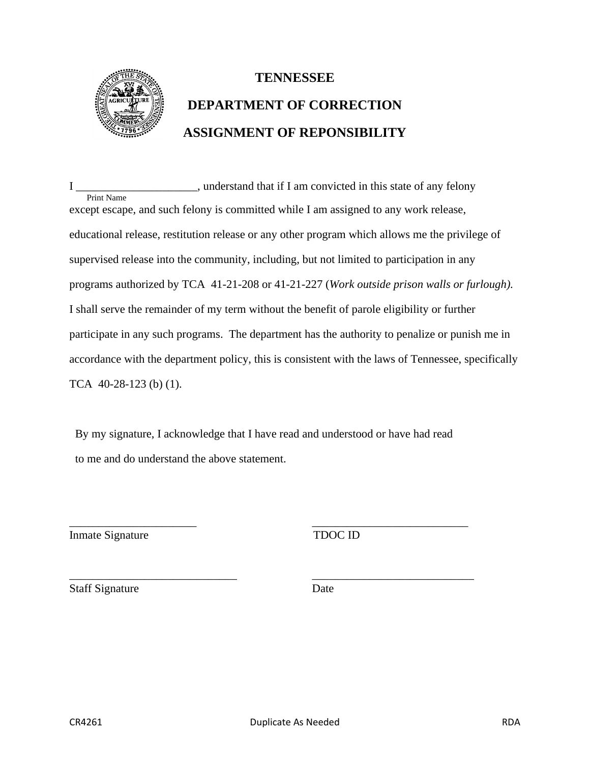# TENNESSEE

# DEPARTMENT OF CORRECTION

# ASSIGNMENT OF REPONSIBILITY

I \_\_\_\_\_\_\_\_\_\_\_\_\_\_\_\_\_\_\_\_\_, understand that if I am convicted in this state of any felony
Print Name

except escape, and such felony is committed while I am assigned to any work release, educational release, restitution release or any other program which allows me the privilege of supervised release into the community, including, but not limited to participation in any programs authorized by TCA 41-21-208 or 41-21-227 (*Work outside prison walls or furlough).* I shall serve the remainder of my term without the benefit of parole eligibility or further participate in any such programs. The department has the authority to penalize or punish me in accordance with the department policy, this is consistent with the laws of Tennessee, specifically TCA 40-28-123 (b) (1).

By my signature, I acknowledge that I have read and understood or have had read to me and do understand the above statement.

\_\_\_\_\_\_\_\_\_\_\_\_\_\_\_\_\_\_\_\_\_\_ \_\_\_\_\_\_\_\_\_\_\_\_\_\_\_\_\_\_\_\_\_\_\_\_\_\_\_
Inmate Signature TDOC ID

\_\_\_\_\_\_\_\_\_\_\_\_\_\_\_\_\_\_\_\_\_\_\_\_\_\_\_\_\_ \_\_\_\_\_\_\_\_\_\_\_\_\_\_\_\_\_\_\_\_\_\_\_\_\_\_\_\_
Staff Signature Date

CR4261 Duplicate As Needed RDA